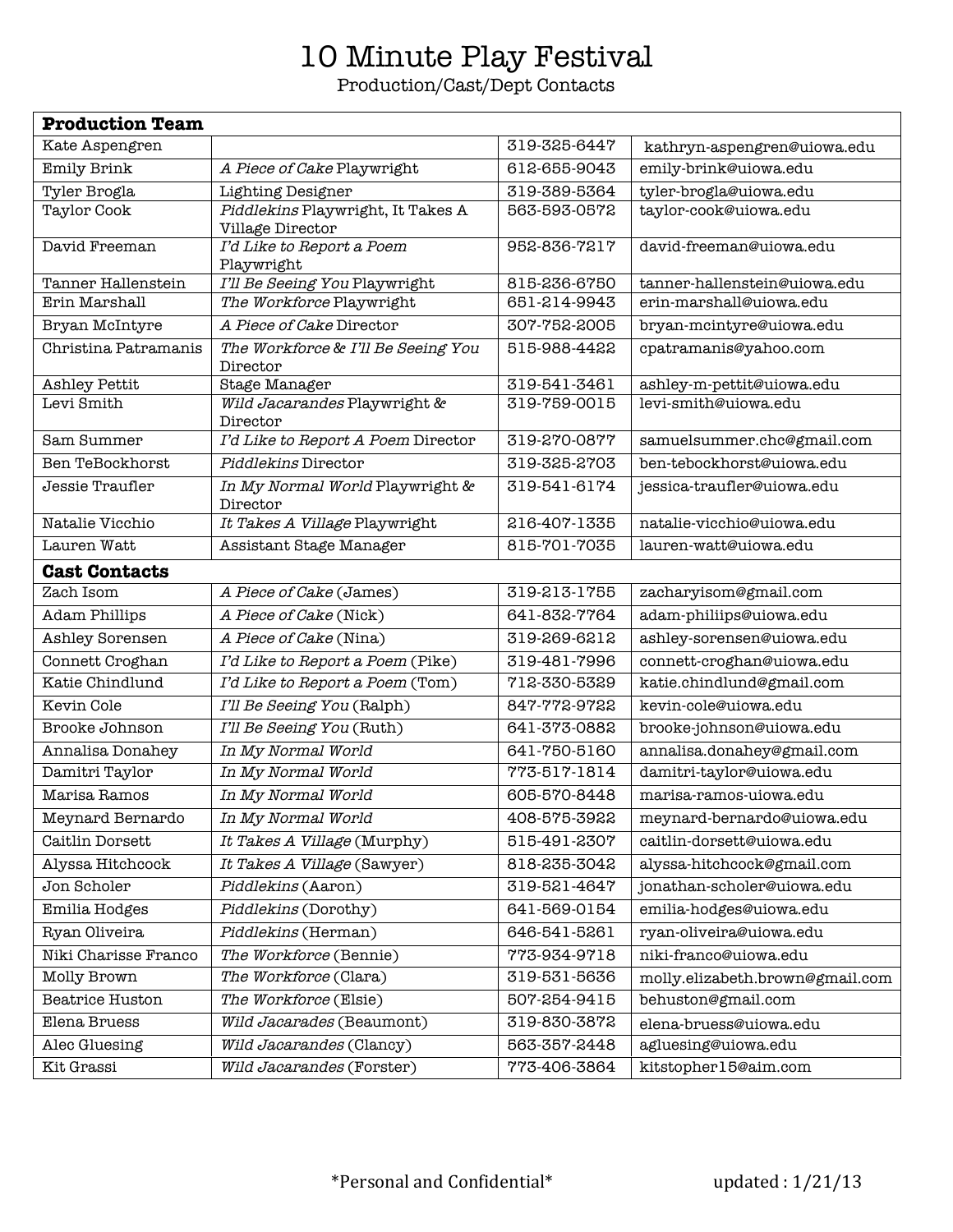# 10 Minute Play Festival

Production/Cast/Dept Contacts

| **Production Team** | | | |
|---|---|---|---|
| Kate Aspengren | | 319-325-6447 | kathryn-aspengren@uiowa.edu |
| Emily Brink | *A Piece of Cake* Playwright | 612-655-9043 | emily-brink@uiowa.edu |
| Tyler Brogla | Lighting Designer | 319-389-5364 | tyler-brogla@uiowa.edu |
| Taylor Cook | *Piddlekins* Playwright, It Takes A Village Director | 563-593-0572 | taylor-cook@uiowa.edu |
| David Freeman | *I'd Like to Report a Poem* Playwright | 952-836-7217 | david-freeman@uiowa.edu |
| Tanner Hallenstein | *I'll Be Seeing You* Playwright | 815-236-6750 | tanner-hallenstein@uiowa.edu |
| Erin Marshall | *The Workforce* Playwright | 651-214-9943 | erin-marshall@uiowa.edu |
| Bryan McIntyre | *A Piece of Cake* Director | 307-752-2005 | bryan-mcintyre@uiowa.edu |
| Christina Patramanis | *The Workforce & I'll Be Seeing You* Director | 515-988-4422 | cpatramanis@yahoo.com |
| Ashley Pettit | Stage Manager | 319-541-3461 | ashley-m-pettit@uiowa.edu |
| Levi Smith | *Wild Jacarandes* Playwright & Director | 319-759-0015 | levi-smith@uiowa.edu |
| Sam Summer | *I'd Like to Report A Poem* Director | 319-270-0877 | samuelsummer.chc@gmail.com |
| Ben TeBockhorst | *Piddlekins* Director | 319-325-2703 | ben-tebockhorst@uiowa.edu |
| Jessie Traufler | *In My Normal World* Playwright & Director | 319-541-6174 | jessica-traufler@uiowa.edu |
| Natalie Vicchio | *It Takes A Village* Playwright | 216-407-1335 | natalie-vicchio@uiowa.edu |
| Lauren Watt | Assistant Stage Manager | 815-701-7035 | lauren-watt@uiowa.edu |
| **Cast Contacts** | | | |
| Zach Isom | *A Piece of Cake* (James) | 319-213-1755 | zacharyisom@gmail.com |
| Adam Phillips | *A Piece of Cake* (Nick) | 641-832-7764 | adam-philiips@uiowa.edu |
| Ashley Sorensen | *A Piece of Cake* (Nina) | 319-269-6212 | ashley-sorensen@uiowa.edu |
| Connett Croghan | *I'd Like to Report a Poem* (Pike) | 319-481-7996 | connett-croghan@uiowa.edu |
| Katie Chindlund | *I'd Like to Report a Poem* (Tom) | 712-330-5329 | katie.chindlund@gmail.com |
| Kevin Cole | *I'll Be Seeing You* (Ralph) | 847-772-9722 | kevin-cole@uiowa.edu |
| Brooke Johnson | *I'll Be Seeing You* (Ruth) | 641-373-0882 | brooke-johnson@uiowa.edu |
| Annalisa Donahey | *In My Normal World* | 641-750-5160 | annalisa.donahey@gmail.com |
| Damitri Taylor | *In My Normal World* | 773-517-1814 | damitri-taylor@uiowa.edu |
| Marisa Ramos | *In My Normal World* | 605-570-8448 | marisa-ramos-uiowa.edu |
| Meynard Bernardo | *In My Normal World* | 408-575-3922 | meynard-bernardo@uiowa.edu |
| Caitlin Dorsett | *It Takes A Village* (Murphy) | 515-491-2307 | caitlin-dorsett@uiowa.edu |
| Alyssa Hitchcock | *It Takes A Village* (Sawyer) | 818-235-3042 | alyssa-hitchcock@gmail.com |
| Jon Scholer | *Piddlekins* (Aaron) | 319-521-4647 | jonathan-scholer@uiowa.edu |
| Emilia Hodges | *Piddlekins* (Dorothy) | 641-569-0154 | emilia-hodges@uiowa.edu |
| Ryan Oliveira | *Piddlekins* (Herman) | 646-541-5261 | ryan-oliveira@uiowa.edu |
| Niki Charisse Franco | *The Workforce* (Bennie) | 773-934-9718 | niki-franco@uiowa.edu |
| Molly Brown | *The Workforce* (Clara) | 319-531-5636 | molly.elizabeth.brown@gmail.com |
| Beatrice Huston | *The Workforce* (Elsie) | 507-254-9415 | behuston@gmail.com |
| Elena Bruess | *Wild Jacarades* (Beaumont) | 319-830-3872 | elena-bruess@uiowa.edu |
| Alec Gluesing | *Wild Jacarandes* (Clancy) | 563-357-2448 | agluesing@uiowa.edu |
| Kit Grassi | *Wild Jacarandes* (Forster) | 773-406-3864 | kitstopher15@aim.com |

\*Personal and Confidential\*

updated : 1/21/13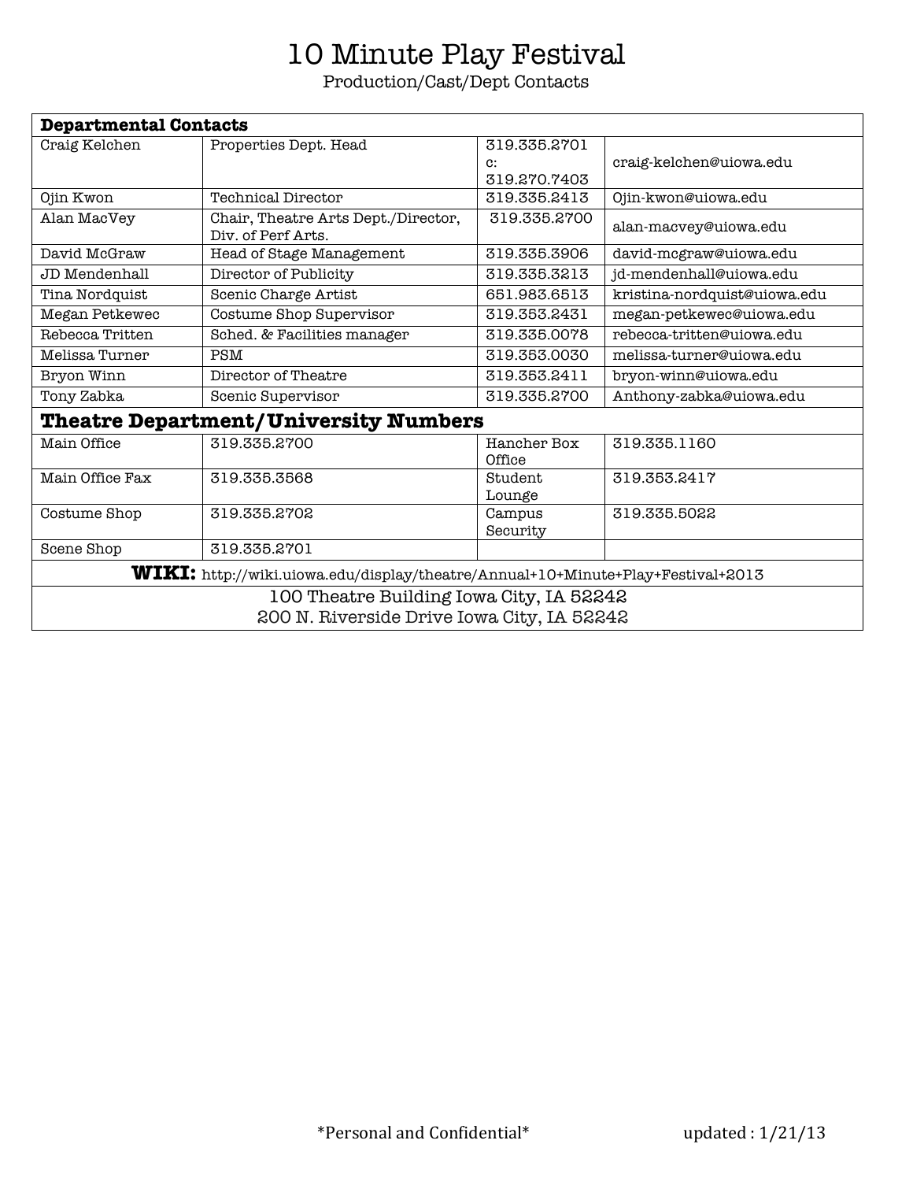# 10 Minute Play Festival

Production/Cast/Dept Contacts

| **Departmental Contacts** | | | |
|---|---|---|---|
| Craig Kelchen | Properties Dept. Head | 319.335.2701 c: 319.270.7403 | craig-kelchen@uiowa.edu |
| Ojin Kwon | Technical Director | 319.335.2413 | Ojin-kwon@uiowa.edu |
| Alan MacVey | Chair, Theatre Arts Dept./Director, Div. of Perf Arts. | 319.335.2700 | alan-macvey@uiowa.edu |
| David McGraw | Head of Stage Management | 319.335.3906 | david-mcgraw@uiowa.edu |
| JD Mendenhall | Director of Publicity | 319.335.3213 | jd-mendenhall@uiowa.edu |
| Tina Nordquist | Scenic Charge Artist | 651.983.6513 | kristina-nordquist@uiowa.edu |
| Megan Petkewec | Costume Shop Supervisor | 319.353.2431 | megan-petkewec@uiowa.edu |
| Rebecca Tritten | Sched. & Facilities manager | 319.335.0078 | rebecca-tritten@uiowa.edu |
| Melissa Turner | PSM | 319.353.0030 | melissa-turner@uiowa.edu |
| Bryon Winn | Director of Theatre | 319.353.2411 | bryon-winn@uiowa.edu |
| Tony Zabka | Scenic Supervisor | 319.335.2700 | Anthony-zabka@uiowa.edu |
| **Theatre Department/University Numbers** | | | |
| Main Office | 319.335.2700 | Hancher Box Office | 319.335.1160 |
| Main Office Fax | 319.335.3568 | Student Lounge | 319.353.2417 |
| Costume Shop | 319.335.2702 | Campus Security | 319.335.5022 |
| Scene Shop | 319.335.2701 | | |

**WIKI:** http://wiki.uiowa.edu/display/theatre/Annual+10+Minute+Play+Festival+2013

100 Theatre Building Iowa City, IA 52242
200 N. Riverside Drive Iowa City, IA 52242

*Personal and Confidential* updated : 1/21/13